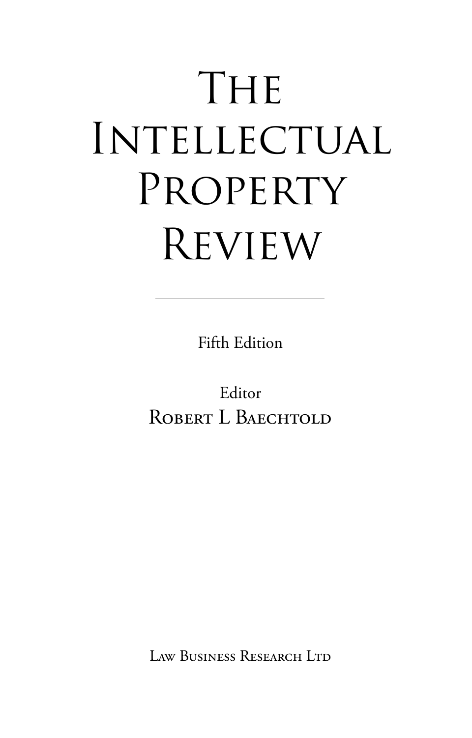# The Intellectual Property Review

---

Fifth Edition

Editor

Robert L Baechtold

Law Business Research Ltd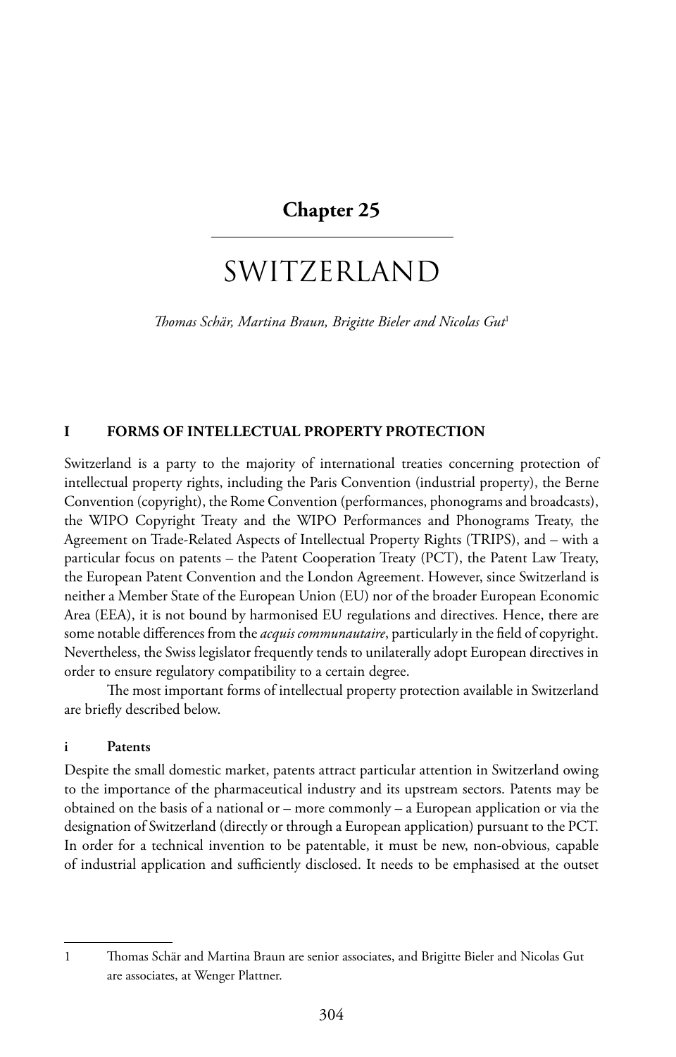# Chapter 25

# SWITZERLAND

*Thomas Schär, Martina Braun, Brigitte Bieler and Nicolas Gut*[1]

## I FORMS OF INTELLECTUAL PROPERTY PROTECTION

Switzerland is a party to the majority of international treaties concerning protection of intellectual property rights, including the Paris Convention (industrial property), the Berne Convention (copyright), the Rome Convention (performances, phonograms and broadcasts), the WIPO Copyright Treaty and the WIPO Performances and Phonograms Treaty, the Agreement on Trade-Related Aspects of Intellectual Property Rights (TRIPS), and – with a particular focus on patents – the Patent Cooperation Treaty (PCT), the Patent Law Treaty, the European Patent Convention and the London Agreement. However, since Switzerland is neither a Member State of the European Union (EU) nor of the broader European Economic Area (EEA), it is not bound by harmonised EU regulations and directives. Hence, there are some notable differences from the *acquis communautaire*, particularly in the field of copyright. Nevertheless, the Swiss legislator frequently tends to unilaterally adopt European directives in order to ensure regulatory compatibility to a certain degree.

The most important forms of intellectual property protection available in Switzerland are briefly described below.

### i Patents

Despite the small domestic market, patents attract particular attention in Switzerland owing to the importance of the pharmaceutical industry and its upstream sectors. Patents may be obtained on the basis of a national or – more commonly – a European application or via the designation of Switzerland (directly or through a European application) pursuant to the PCT. In order for a technical invention to be patentable, it must be new, non-obvious, capable of industrial application and sufficiently disclosed. It needs to be emphasised at the outset

---

1 Thomas Schär and Martina Braun are senior associates, and Brigitte Bieler and Nicolas Gut are associates, at Wenger Plattner.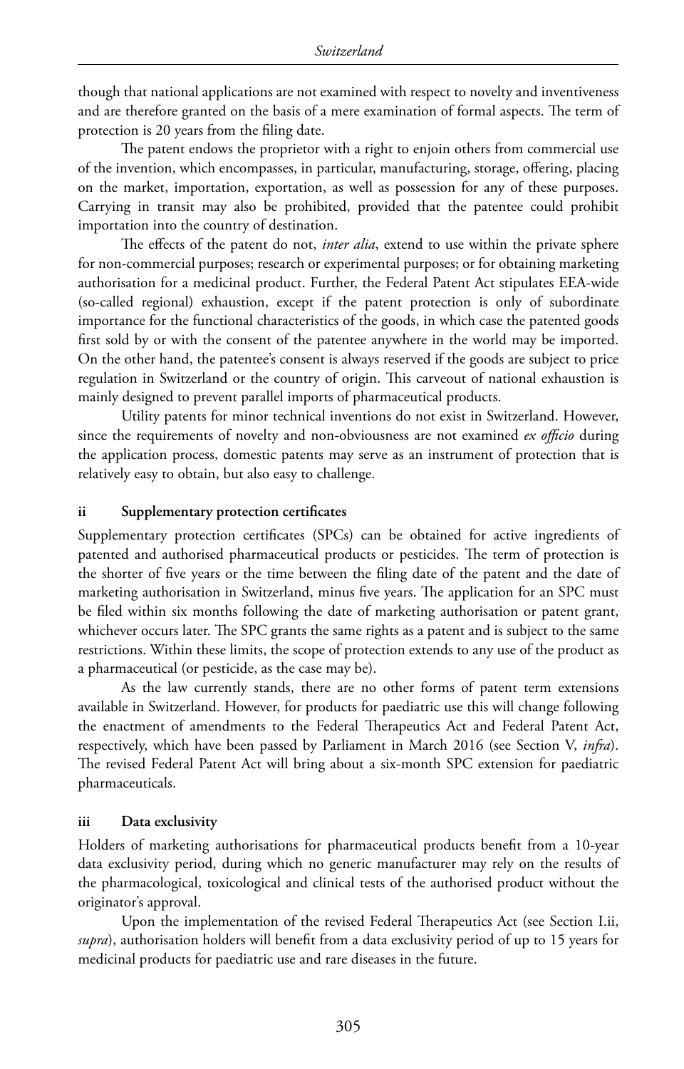though that national applications are not examined with respect to novelty and inventiveness and are therefore granted on the basis of a mere examination of formal aspects. The term of protection is 20 years from the filing date.

The patent endows the proprietor with a right to enjoin others from commercial use of the invention, which encompasses, in particular, manufacturing, storage, offering, placing on the market, importation, exportation, as well as possession for any of these purposes. Carrying in transit may also be prohibited, provided that the patentee could prohibit importation into the country of destination.

The effects of the patent do not, *inter alia*, extend to use within the private sphere for non-commercial purposes; research or experimental purposes; or for obtaining marketing authorisation for a medicinal product. Further, the Federal Patent Act stipulates EEA-wide (so-called regional) exhaustion, except if the patent protection is only of subordinate importance for the functional characteristics of the goods, in which case the patented goods first sold by or with the consent of the patentee anywhere in the world may be imported. On the other hand, the patentee's consent is always reserved if the goods are subject to price regulation in Switzerland or the country of origin. This carveout of national exhaustion is mainly designed to prevent parallel imports of pharmaceutical products.

Utility patents for minor technical inventions do not exist in Switzerland. However, since the requirements of novelty and non-obviousness are not examined *ex officio* during the application process, domestic patents may serve as an instrument of protection that is relatively easy to obtain, but also easy to challenge.

### ii Supplementary protection certificates

Supplementary protection certificates (SPCs) can be obtained for active ingredients of patented and authorised pharmaceutical products or pesticides. The term of protection is the shorter of five years or the time between the filing date of the patent and the date of marketing authorisation in Switzerland, minus five years. The application for an SPC must be filed within six months following the date of marketing authorisation or patent grant, whichever occurs later. The SPC grants the same rights as a patent and is subject to the same restrictions. Within these limits, the scope of protection extends to any use of the product as a pharmaceutical (or pesticide, as the case may be).

As the law currently stands, there are no other forms of patent term extensions available in Switzerland. However, for products for paediatric use this will change following the enactment of amendments to the Federal Therapeutics Act and Federal Patent Act, respectively, which have been passed by Parliament in March 2016 (see Section V, *infra*). The revised Federal Patent Act will bring about a six-month SPC extension for paediatric pharmaceuticals.

### iii Data exclusivity

Holders of marketing authorisations for pharmaceutical products benefit from a 10-year data exclusivity period, during which no generic manufacturer may rely on the results of the pharmacological, toxicological and clinical tests of the authorised product without the originator's approval.

Upon the implementation of the revised Federal Therapeutics Act (see Section I.ii, *supra*), authorisation holders will benefit from a data exclusivity period of up to 15 years for medicinal products for paediatric use and rare diseases in the future.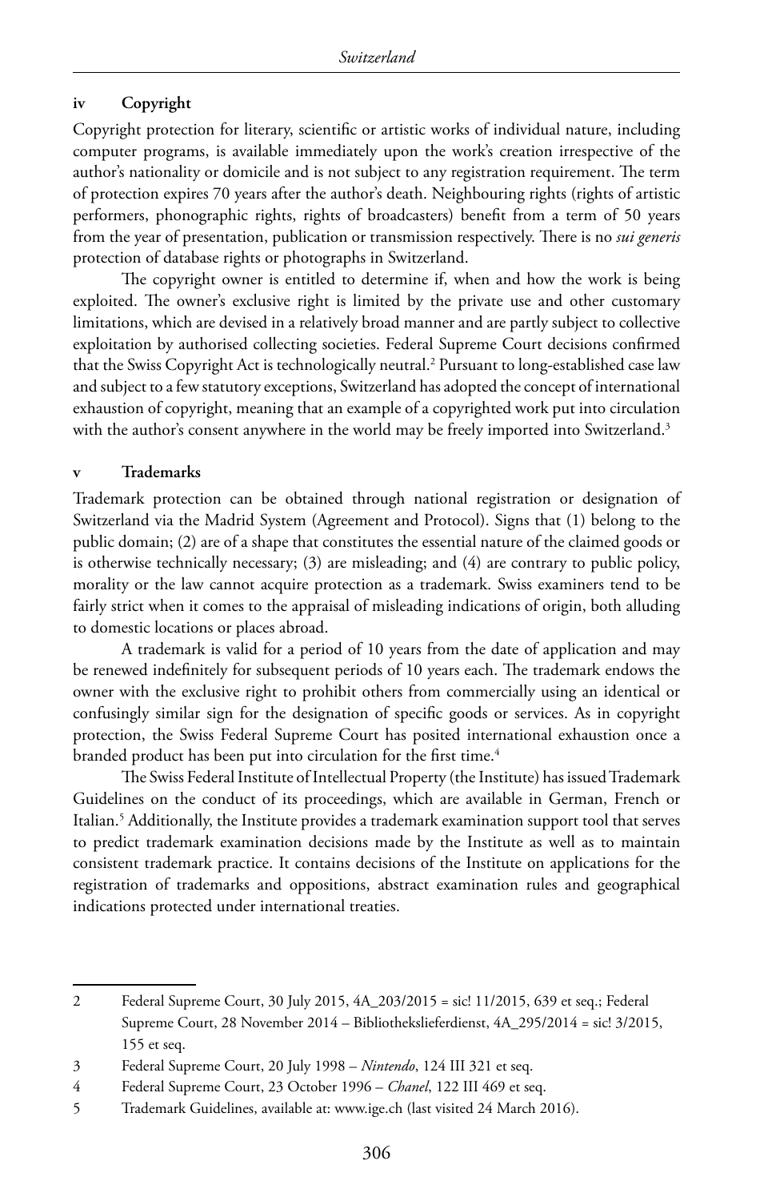### iv Copyright

Copyright protection for literary, scientific or artistic works of individual nature, including computer programs, is available immediately upon the work's creation irrespective of the author's nationality or domicile and is not subject to any registration requirement. The term of protection expires 70 years after the author's death. Neighbouring rights (rights of artistic performers, phonographic rights, rights of broadcasters) benefit from a term of 50 years from the year of presentation, publication or transmission respectively. There is no *sui generis* protection of database rights or photographs in Switzerland.

The copyright owner is entitled to determine if, when and how the work is being exploited. The owner's exclusive right is limited by the private use and other customary limitations, which are devised in a relatively broad manner and are partly subject to collective exploitation by authorised collecting societies. Federal Supreme Court decisions confirmed that the Swiss Copyright Act is technologically neutral.[2] Pursuant to long-established case law and subject to a few statutory exceptions, Switzerland has adopted the concept of international exhaustion of copyright, meaning that an example of a copyrighted work put into circulation with the author's consent anywhere in the world may be freely imported into Switzerland.[3]

### v Trademarks

Trademark protection can be obtained through national registration or designation of Switzerland via the Madrid System (Agreement and Protocol). Signs that (1) belong to the public domain; (2) are of a shape that constitutes the essential nature of the claimed goods or is otherwise technically necessary; (3) are misleading; and (4) are contrary to public policy, morality or the law cannot acquire protection as a trademark. Swiss examiners tend to be fairly strict when it comes to the appraisal of misleading indications of origin, both alluding to domestic locations or places abroad.

A trademark is valid for a period of 10 years from the date of application and may be renewed indefinitely for subsequent periods of 10 years each. The trademark endows the owner with the exclusive right to prohibit others from commercially using an identical or confusingly similar sign for the designation of specific goods or services. As in copyright protection, the Swiss Federal Supreme Court has posited international exhaustion once a branded product has been put into circulation for the first time.[4]

The Swiss Federal Institute of Intellectual Property (the Institute) has issued Trademark Guidelines on the conduct of its proceedings, which are available in German, French or Italian.[5] Additionally, the Institute provides a trademark examination support tool that serves to predict trademark examination decisions made by the Institute as well as to maintain consistent trademark practice. It contains decisions of the Institute on applications for the registration of trademarks and oppositions, abstract examination rules and geographical indications protected under international treaties.

---

2 Federal Supreme Court, 30 July 2015, 4A_203/2015 = sic! 11/2015, 639 et seq.; Federal Supreme Court, 28 November 2014 – Bibliothekslieferdienst, 4A_295/2014 = sic! 3/2015, 155 et seq.

3 Federal Supreme Court, 20 July 1998 – *Nintendo*, 124 III 321 et seq.

4 Federal Supreme Court, 23 October 1996 – *Chanel*, 122 III 469 et seq.

5 Trademark Guidelines, available at: www.ige.ch (last visited 24 March 2016).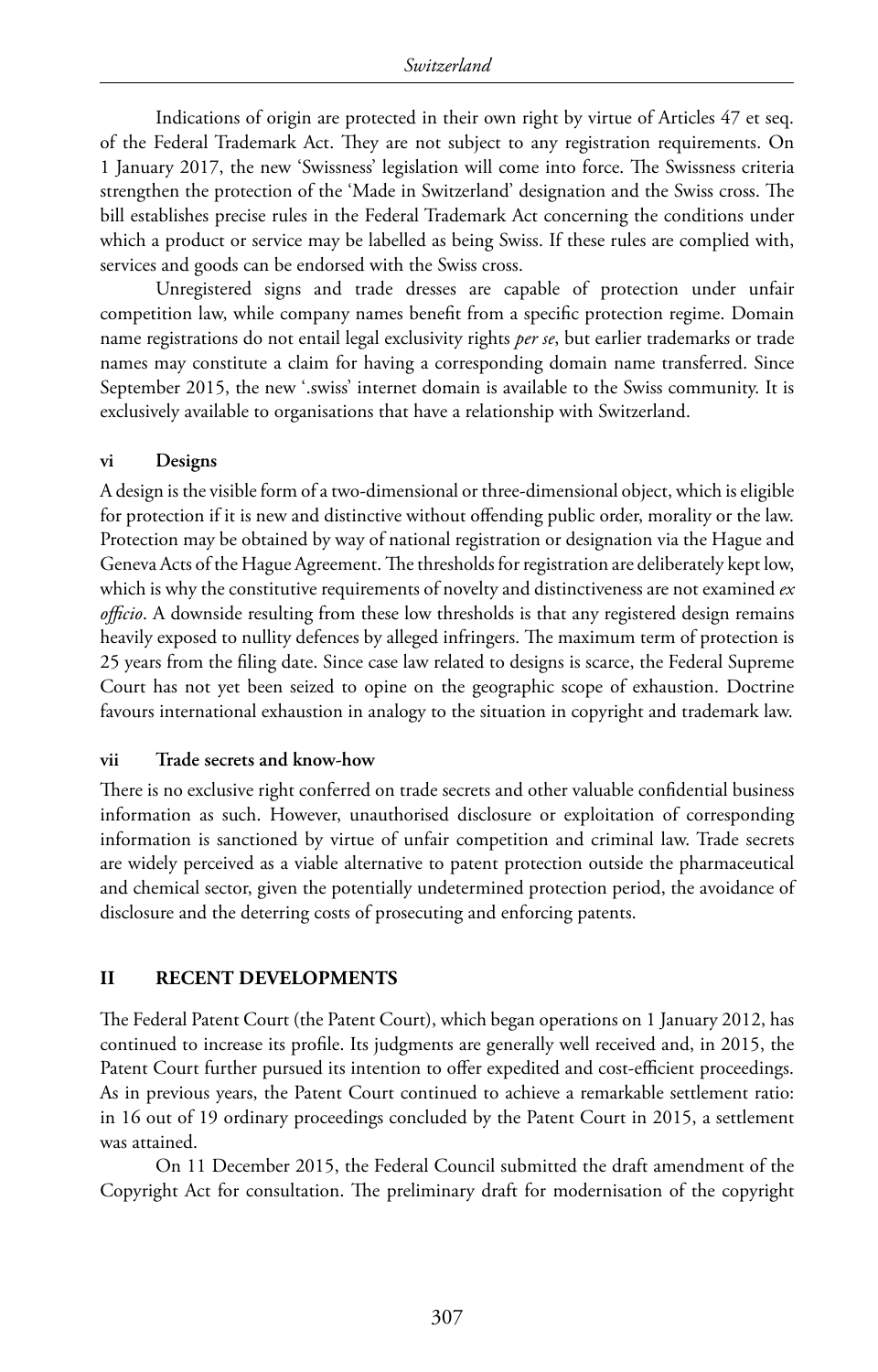Indications of origin are protected in their own right by virtue of Articles 47 et seq. of the Federal Trademark Act. They are not subject to any registration requirements. On 1 January 2017, the new 'Swissness' legislation will come into force. The Swissness criteria strengthen the protection of the 'Made in Switzerland' designation and the Swiss cross. The bill establishes precise rules in the Federal Trademark Act concerning the conditions under which a product or service may be labelled as being Swiss. If these rules are complied with, services and goods can be endorsed with the Swiss cross.

Unregistered signs and trade dresses are capable of protection under unfair competition law, while company names benefit from a specific protection regime. Domain name registrations do not entail legal exclusivity rights *per se*, but earlier trademarks or trade names may constitute a claim for having a corresponding domain name transferred. Since September 2015, the new '.swiss' internet domain is available to the Swiss community. It is exclusively available to organisations that have a relationship with Switzerland.

#### vi Designs

A design is the visible form of a two-dimensional or three-dimensional object, which is eligible for protection if it is new and distinctive without offending public order, morality or the law. Protection may be obtained by way of national registration or designation via the Hague and Geneva Acts of the Hague Agreement. The thresholds for registration are deliberately kept low, which is why the constitutive requirements of novelty and distinctiveness are not examined *ex officio*. A downside resulting from these low thresholds is that any registered design remains heavily exposed to nullity defences by alleged infringers. The maximum term of protection is 25 years from the filing date. Since case law related to designs is scarce, the Federal Supreme Court has not yet been seized to opine on the geographic scope of exhaustion. Doctrine favours international exhaustion in analogy to the situation in copyright and trademark law.

#### vii Trade secrets and know-how

There is no exclusive right conferred on trade secrets and other valuable confidential business information as such. However, unauthorised disclosure or exploitation of corresponding information is sanctioned by virtue of unfair competition and criminal law. Trade secrets are widely perceived as a viable alternative to patent protection outside the pharmaceutical and chemical sector, given the potentially undetermined protection period, the avoidance of disclosure and the deterring costs of prosecuting and enforcing patents.

## II RECENT DEVELOPMENTS

The Federal Patent Court (the Patent Court), which began operations on 1 January 2012, has continued to increase its profile. Its judgments are generally well received and, in 2015, the Patent Court further pursued its intention to offer expedited and cost-efficient proceedings. As in previous years, the Patent Court continued to achieve a remarkable settlement ratio: in 16 out of 19 ordinary proceedings concluded by the Patent Court in 2015, a settlement was attained.

On 11 December 2015, the Federal Council submitted the draft amendment of the Copyright Act for consultation. The preliminary draft for modernisation of the copyright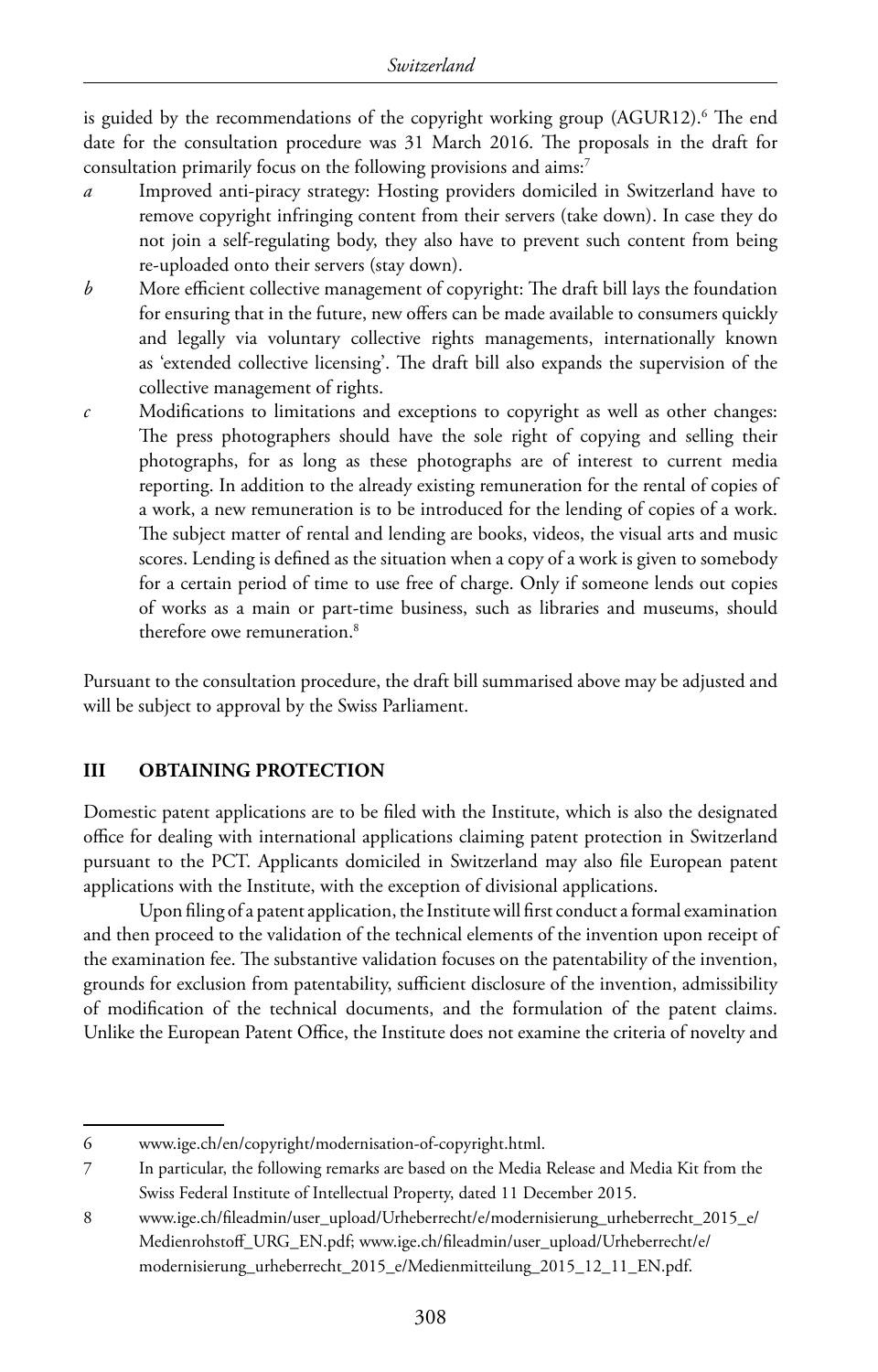is guided by the recommendations of the copyright working group (AGUR12).[6] The end date for the consultation procedure was 31 March 2016. The proposals in the draft for consultation primarily focus on the following provisions and aims:[7]

*a* Improved anti-piracy strategy: Hosting providers domiciled in Switzerland have to remove copyright infringing content from their servers (take down). In case they do not join a self-regulating body, they also have to prevent such content from being re-uploaded onto their servers (stay down).

*b* More efficient collective management of copyright: The draft bill lays the foundation for ensuring that in the future, new offers can be made available to consumers quickly and legally via voluntary collective rights managements, internationally known as 'extended collective licensing'. The draft bill also expands the supervision of the collective management of rights.

*c* Modifications to limitations and exceptions to copyright as well as other changes: The press photographers should have the sole right of copying and selling their photographs, for as long as these photographs are of interest to current media reporting. In addition to the already existing remuneration for the rental of copies of a work, a new remuneration is to be introduced for the lending of copies of a work. The subject matter of rental and lending are books, videos, the visual arts and music scores. Lending is defined as the situation when a copy of a work is given to somebody for a certain period of time to use free of charge. Only if someone lends out copies of works as a main or part-time business, such as libraries and museums, should therefore owe remuneration.[8]

Pursuant to the consultation procedure, the draft bill summarised above may be adjusted and will be subject to approval by the Swiss Parliament.

## III OBTAINING PROTECTION

Domestic patent applications are to be filed with the Institute, which is also the designated office for dealing with international applications claiming patent protection in Switzerland pursuant to the PCT. Applicants domiciled in Switzerland may also file European patent applications with the Institute, with the exception of divisional applications.

Upon filing of a patent application, the Institute will first conduct a formal examination and then proceed to the validation of the technical elements of the invention upon receipt of the examination fee. The substantive validation focuses on the patentability of the invention, grounds for exclusion from patentability, sufficient disclosure of the invention, admissibility of modification of the technical documents, and the formulation of the patent claims. Unlike the European Patent Office, the Institute does not examine the criteria of novelty and

---

6 www.ige.ch/en/copyright/modernisation-of-copyright.html.

7 In particular, the following remarks are based on the Media Release and Media Kit from the Swiss Federal Institute of Intellectual Property, dated 11 December 2015.

8 www.ige.ch/fileadmin/user_upload/Urheberrecht/e/modernisierung_urheberrecht_2015_e/Medienrohstoff_URG_EN.pdf; www.ige.ch/fileadmin/user_upload/Urheberrecht/e/modernisierung_urheberrecht_2015_e/Medienmitteilung_2015_12_11_EN.pdf.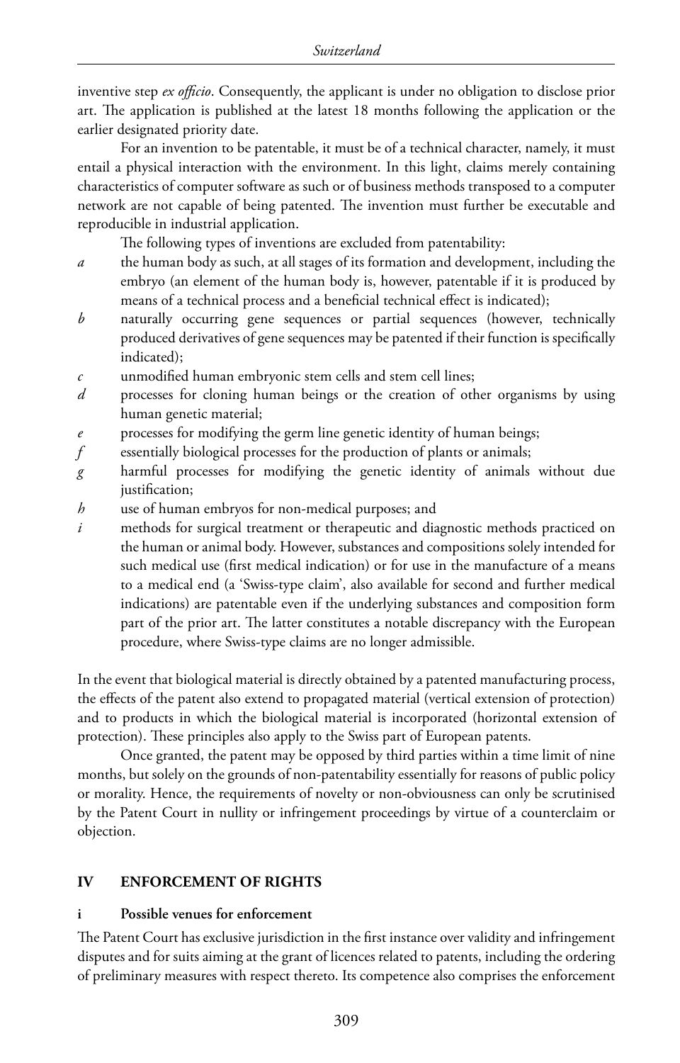inventive step *ex officio*. Consequently, the applicant is under no obligation to disclose prior art. The application is published at the latest 18 months following the application or the earlier designated priority date.

For an invention to be patentable, it must be of a technical character, namely, it must entail a physical interaction with the environment. In this light, claims merely containing characteristics of computer software as such or of business methods transposed to a computer network are not capable of being patented. The invention must further be executable and reproducible in industrial application.

The following types of inventions are excluded from patentability:

- *a* the human body as such, at all stages of its formation and development, including the embryo (an element of the human body is, however, patentable if it is produced by means of a technical process and a beneficial technical effect is indicated);
- *b* naturally occurring gene sequences or partial sequences (however, technically produced derivatives of gene sequences may be patented if their function is specifically indicated);
- *c* unmodified human embryonic stem cells and stem cell lines;
- *d* processes for cloning human beings or the creation of other organisms by using human genetic material;
- *e* processes for modifying the germ line genetic identity of human beings;
- *f* essentially biological processes for the production of plants or animals;
- *g* harmful processes for modifying the genetic identity of animals without due justification;
- *h* use of human embryos for non-medical purposes; and
- *i* methods for surgical treatment or therapeutic and diagnostic methods practiced on the human or animal body. However, substances and compositions solely intended for such medical use (first medical indication) or for use in the manufacture of a means to a medical end (a 'Swiss-type claim', also available for second and further medical indications) are patentable even if the underlying substances and composition form part of the prior art. The latter constitutes a notable discrepancy with the European procedure, where Swiss-type claims are no longer admissible.

In the event that biological material is directly obtained by a patented manufacturing process, the effects of the patent also extend to propagated material (vertical extension of protection) and to products in which the biological material is incorporated (horizontal extension of protection). These principles also apply to the Swiss part of European patents.

Once granted, the patent may be opposed by third parties within a time limit of nine months, but solely on the grounds of non-patentability essentially for reasons of public policy or morality. Hence, the requirements of novelty or non-obviousness can only be scrutinised by the Patent Court in nullity or infringement proceedings by virtue of a counterclaim or objection.

## IV ENFORCEMENT OF RIGHTS

### i Possible venues for enforcement

The Patent Court has exclusive jurisdiction in the first instance over validity and infringement disputes and for suits aiming at the grant of licences related to patents, including the ordering of preliminary measures with respect thereto. Its competence also comprises the enforcement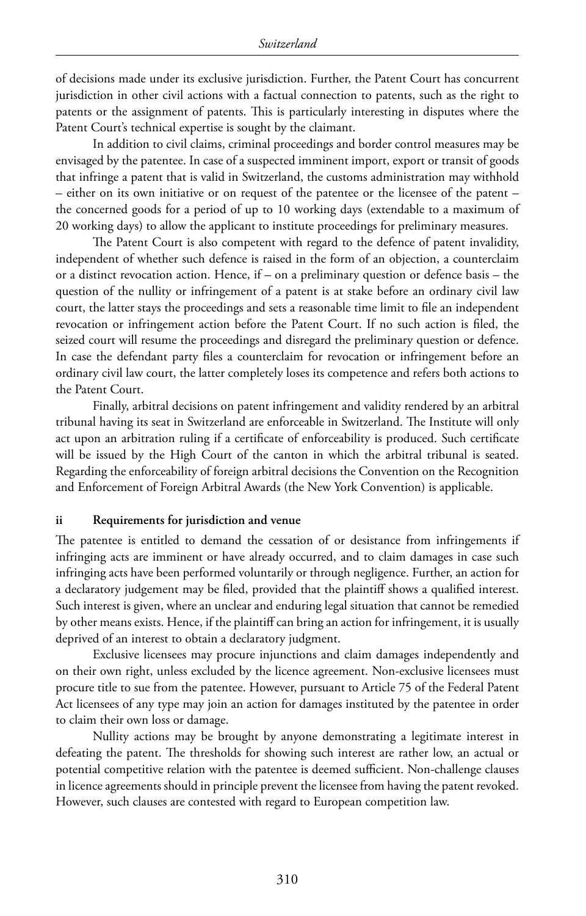of decisions made under its exclusive jurisdiction. Further, the Patent Court has concurrent jurisdiction in other civil actions with a factual connection to patents, such as the right to patents or the assignment of patents. This is particularly interesting in disputes where the Patent Court's technical expertise is sought by the claimant.

In addition to civil claims, criminal proceedings and border control measures may be envisaged by the patentee. In case of a suspected imminent import, export or transit of goods that infringe a patent that is valid in Switzerland, the customs administration may withhold – either on its own initiative or on request of the patentee or the licensee of the patent – the concerned goods for a period of up to 10 working days (extendable to a maximum of 20 working days) to allow the applicant to institute proceedings for preliminary measures.

The Patent Court is also competent with regard to the defence of patent invalidity, independent of whether such defence is raised in the form of an objection, a counterclaim or a distinct revocation action. Hence, if – on a preliminary question or defence basis – the question of the nullity or infringement of a patent is at stake before an ordinary civil law court, the latter stays the proceedings and sets a reasonable time limit to file an independent revocation or infringement action before the Patent Court. If no such action is filed, the seized court will resume the proceedings and disregard the preliminary question or defence. In case the defendant party files a counterclaim for revocation or infringement before an ordinary civil law court, the latter completely loses its competence and refers both actions to the Patent Court.

Finally, arbitral decisions on patent infringement and validity rendered by an arbitral tribunal having its seat in Switzerland are enforceable in Switzerland. The Institute will only act upon an arbitration ruling if a certificate of enforceability is produced. Such certificate will be issued by the High Court of the canton in which the arbitral tribunal is seated. Regarding the enforceability of foreign arbitral decisions the Convention on the Recognition and Enforcement of Foreign Arbitral Awards (the New York Convention) is applicable.

### ii Requirements for jurisdiction and venue

The patentee is entitled to demand the cessation of or desistance from infringements if infringing acts are imminent or have already occurred, and to claim damages in case such infringing acts have been performed voluntarily or through negligence. Further, an action for a declaratory judgement may be filed, provided that the plaintiff shows a qualified interest. Such interest is given, where an unclear and enduring legal situation that cannot be remedied by other means exists. Hence, if the plaintiff can bring an action for infringement, it is usually deprived of an interest to obtain a declaratory judgment.

Exclusive licensees may procure injunctions and claim damages independently and on their own right, unless excluded by the licence agreement. Non-exclusive licensees must procure title to sue from the patentee. However, pursuant to Article 75 of the Federal Patent Act licensees of any type may join an action for damages instituted by the patentee in order to claim their own loss or damage.

Nullity actions may be brought by anyone demonstrating a legitimate interest in defeating the patent. The thresholds for showing such interest are rather low, an actual or potential competitive relation with the patentee is deemed sufficient. Non-challenge clauses in licence agreements should in principle prevent the licensee from having the patent revoked. However, such clauses are contested with regard to European competition law.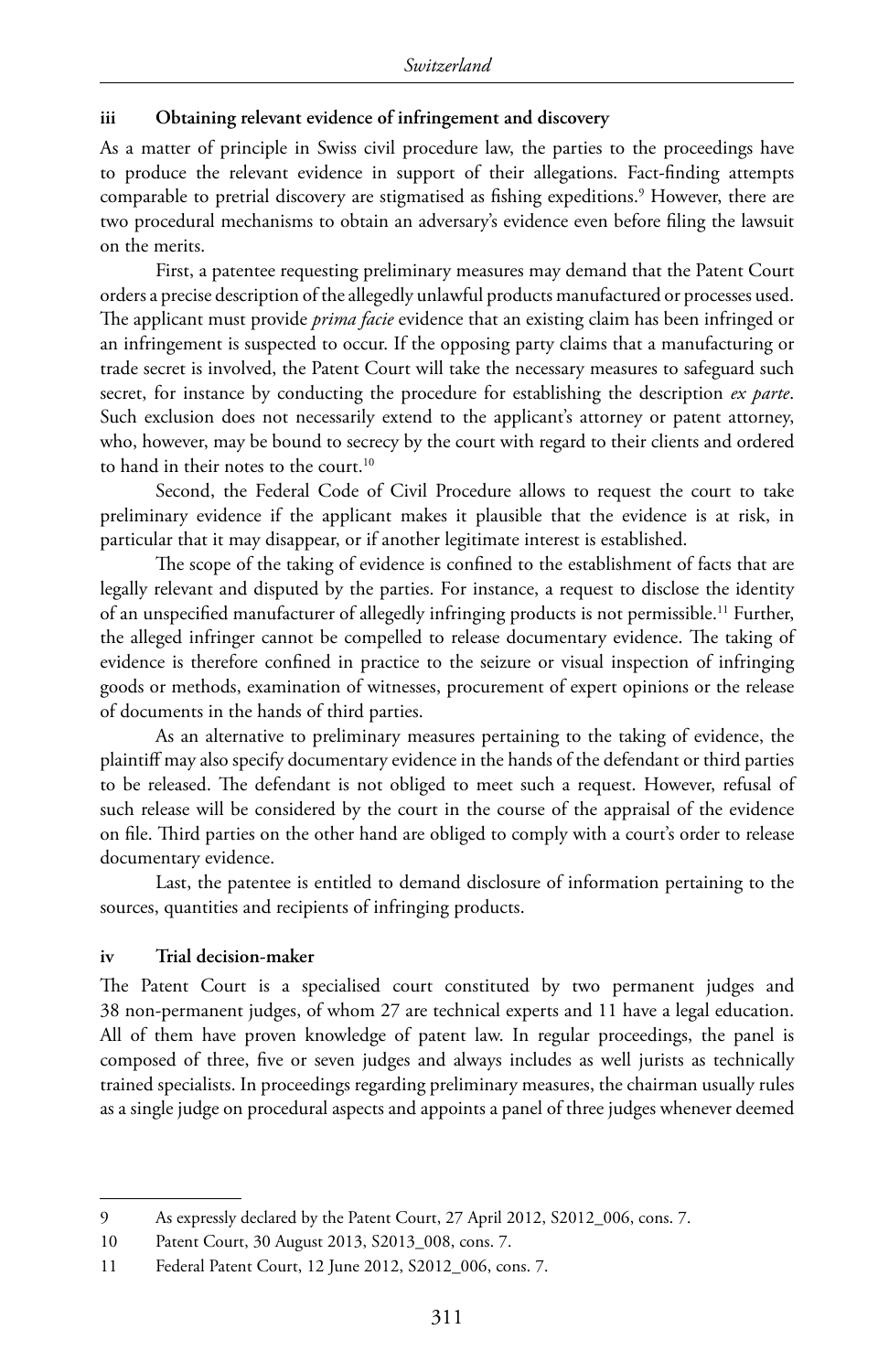### iii Obtaining relevant evidence of infringement and discovery

As a matter of principle in Swiss civil procedure law, the parties to the proceedings have to produce the relevant evidence in support of their allegations. Fact-finding attempts comparable to pretrial discovery are stigmatised as fishing expeditions.[9] However, there are two procedural mechanisms to obtain an adversary's evidence even before filing the lawsuit on the merits.

First, a patentee requesting preliminary measures may demand that the Patent Court orders a precise description of the allegedly unlawful products manufactured or processes used. The applicant must provide *prima facie* evidence that an existing claim has been infringed or an infringement is suspected to occur. If the opposing party claims that a manufacturing or trade secret is involved, the Patent Court will take the necessary measures to safeguard such secret, for instance by conducting the procedure for establishing the description *ex parte*. Such exclusion does not necessarily extend to the applicant's attorney or patent attorney, who, however, may be bound to secrecy by the court with regard to their clients and ordered to hand in their notes to the court.[10]

Second, the Federal Code of Civil Procedure allows to request the court to take preliminary evidence if the applicant makes it plausible that the evidence is at risk, in particular that it may disappear, or if another legitimate interest is established.

The scope of the taking of evidence is confined to the establishment of facts that are legally relevant and disputed by the parties. For instance, a request to disclose the identity of an unspecified manufacturer of allegedly infringing products is not permissible.[11] Further, the alleged infringer cannot be compelled to release documentary evidence. The taking of evidence is therefore confined in practice to the seizure or visual inspection of infringing goods or methods, examination of witnesses, procurement of expert opinions or the release of documents in the hands of third parties.

As an alternative to preliminary measures pertaining to the taking of evidence, the plaintiff may also specify documentary evidence in the hands of the defendant or third parties to be released. The defendant is not obliged to meet such a request. However, refusal of such release will be considered by the court in the course of the appraisal of the evidence on file. Third parties on the other hand are obliged to comply with a court's order to release documentary evidence.

Last, the patentee is entitled to demand disclosure of information pertaining to the sources, quantities and recipients of infringing products.

### iv Trial decision-maker

The Patent Court is a specialised court constituted by two permanent judges and 38 non-permanent judges, of whom 27 are technical experts and 11 have a legal education. All of them have proven knowledge of patent law. In regular proceedings, the panel is composed of three, five or seven judges and always includes as well jurists as technically trained specialists. In proceedings regarding preliminary measures, the chairman usually rules as a single judge on procedural aspects and appoints a panel of three judges whenever deemed

---

9 As expressly declared by the Patent Court, 27 April 2012, S2012_006, cons. 7.

10 Patent Court, 30 August 2013, S2013_008, cons. 7.

11 Federal Patent Court, 12 June 2012, S2012_006, cons. 7.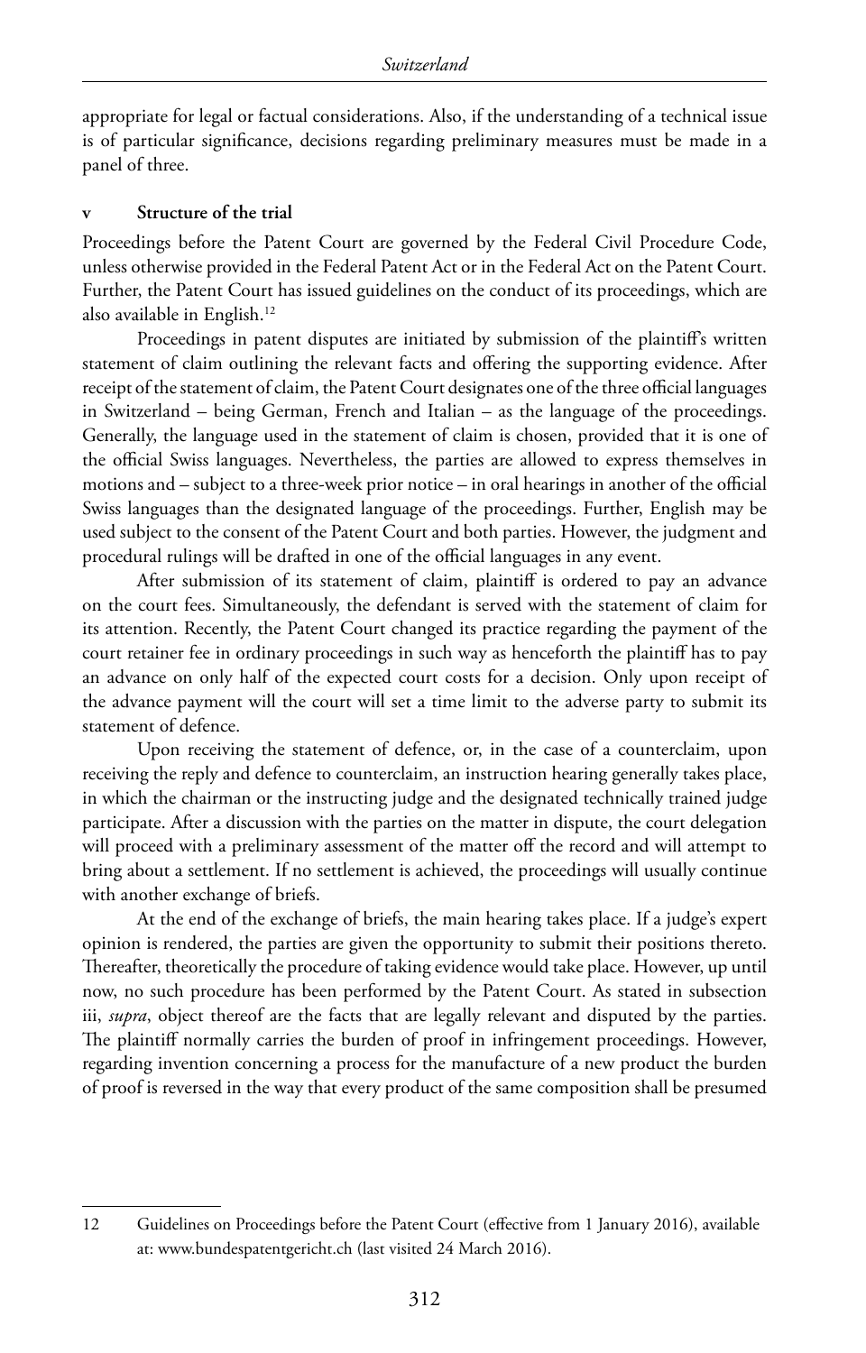appropriate for legal or factual considerations. Also, if the understanding of a technical issue is of particular significance, decisions regarding preliminary measures must be made in a panel of three.

### v Structure of the trial

Proceedings before the Patent Court are governed by the Federal Civil Procedure Code, unless otherwise provided in the Federal Patent Act or in the Federal Act on the Patent Court. Further, the Patent Court has issued guidelines on the conduct of its proceedings, which are also available in English.[12]

Proceedings in patent disputes are initiated by submission of the plaintiff's written statement of claim outlining the relevant facts and offering the supporting evidence. After receipt of the statement of claim, the Patent Court designates one of the three official languages in Switzerland – being German, French and Italian – as the language of the proceedings. Generally, the language used in the statement of claim is chosen, provided that it is one of the official Swiss languages. Nevertheless, the parties are allowed to express themselves in motions and – subject to a three-week prior notice – in oral hearings in another of the official Swiss languages than the designated language of the proceedings. Further, English may be used subject to the consent of the Patent Court and both parties. However, the judgment and procedural rulings will be drafted in one of the official languages in any event.

After submission of its statement of claim, plaintiff is ordered to pay an advance on the court fees. Simultaneously, the defendant is served with the statement of claim for its attention. Recently, the Patent Court changed its practice regarding the payment of the court retainer fee in ordinary proceedings in such way as henceforth the plaintiff has to pay an advance on only half of the expected court costs for a decision. Only upon receipt of the advance payment will the court will set a time limit to the adverse party to submit its statement of defence.

Upon receiving the statement of defence, or, in the case of a counterclaim, upon receiving the reply and defence to counterclaim, an instruction hearing generally takes place, in which the chairman or the instructing judge and the designated technically trained judge participate. After a discussion with the parties on the matter in dispute, the court delegation will proceed with a preliminary assessment of the matter off the record and will attempt to bring about a settlement. If no settlement is achieved, the proceedings will usually continue with another exchange of briefs.

At the end of the exchange of briefs, the main hearing takes place. If a judge's expert opinion is rendered, the parties are given the opportunity to submit their positions thereto. Thereafter, theoretically the procedure of taking evidence would take place. However, up until now, no such procedure has been performed by the Patent Court. As stated in subsection iii, *supra*, object thereof are the facts that are legally relevant and disputed by the parties. The plaintiff normally carries the burden of proof in infringement proceedings. However, regarding invention concerning a process for the manufacture of a new product the burden of proof is reversed in the way that every product of the same composition shall be presumed

---

12 Guidelines on Proceedings before the Patent Court (effective from 1 January 2016), available at: www.bundespatentgericht.ch (last visited 24 March 2016).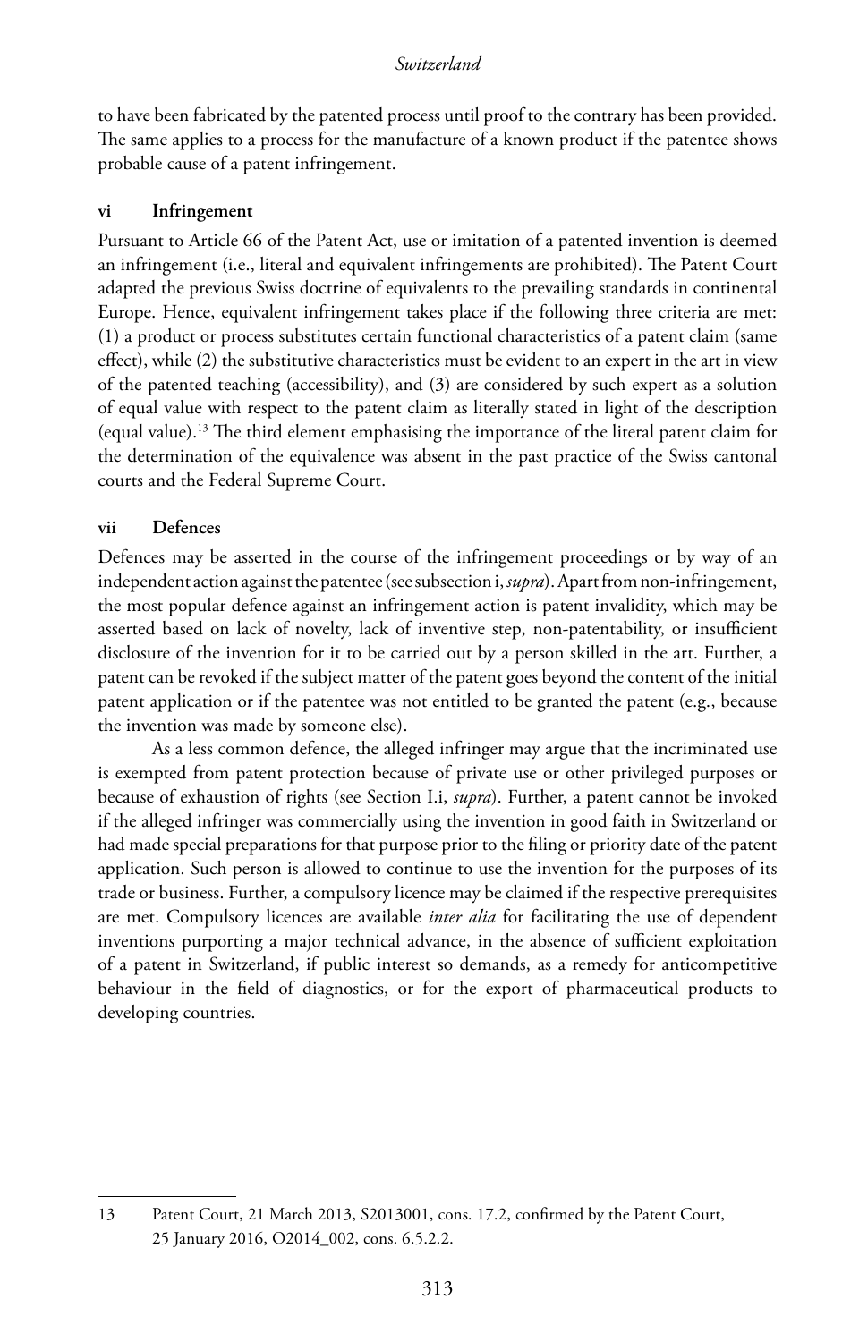to have been fabricated by the patented process until proof to the contrary has been provided. The same applies to a process for the manufacture of a known product if the patentee shows probable cause of a patent infringement.

### vi Infringement

Pursuant to Article 66 of the Patent Act, use or imitation of a patented invention is deemed an infringement (i.e., literal and equivalent infringements are prohibited). The Patent Court adapted the previous Swiss doctrine of equivalents to the prevailing standards in continental Europe. Hence, equivalent infringement takes place if the following three criteria are met: (1) a product or process substitutes certain functional characteristics of a patent claim (same effect), while (2) the substitutive characteristics must be evident to an expert in the art in view of the patented teaching (accessibility), and (3) are considered by such expert as a solution of equal value with respect to the patent claim as literally stated in light of the description (equal value).[13] The third element emphasising the importance of the literal patent claim for the determination of the equivalence was absent in the past practice of the Swiss cantonal courts and the Federal Supreme Court.

### vii Defences

Defences may be asserted in the course of the infringement proceedings or by way of an independent action against the patentee (see subsection i, *supra*). Apart from non-infringement, the most popular defence against an infringement action is patent invalidity, which may be asserted based on lack of novelty, lack of inventive step, non-patentability, or insufficient disclosure of the invention for it to be carried out by a person skilled in the art. Further, a patent can be revoked if the subject matter of the patent goes beyond the content of the initial patent application or if the patentee was not entitled to be granted the patent (e.g., because the invention was made by someone else).

As a less common defence, the alleged infringer may argue that the incriminated use is exempted from patent protection because of private use or other privileged purposes or because of exhaustion of rights (see Section I.i, *supra*). Further, a patent cannot be invoked if the alleged infringer was commercially using the invention in good faith in Switzerland or had made special preparations for that purpose prior to the filing or priority date of the patent application. Such person is allowed to continue to use the invention for the purposes of its trade or business. Further, a compulsory licence may be claimed if the respective prerequisites are met. Compulsory licences are available *inter alia* for facilitating the use of dependent inventions purporting a major technical advance, in the absence of sufficient exploitation of a patent in Switzerland, if public interest so demands, as a remedy for anticompetitive behaviour in the field of diagnostics, or for the export of pharmaceutical products to developing countries.

---

13 Patent Court, 21 March 2013, S2013001, cons. 17.2, confirmed by the Patent Court, 25 January 2016, O2014_002, cons. 6.5.2.2.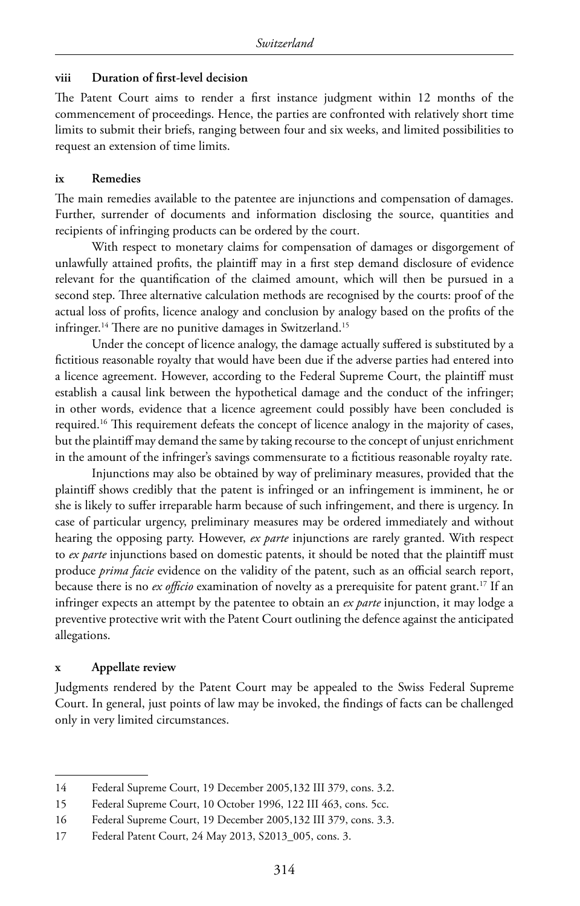### viii Duration of first-level decision

The Patent Court aims to render a first instance judgment within 12 months of the commencement of proceedings. Hence, the parties are confronted with relatively short time limits to submit their briefs, ranging between four and six weeks, and limited possibilities to request an extension of time limits.

### ix Remedies

The main remedies available to the patentee are injunctions and compensation of damages. Further, surrender of documents and information disclosing the source, quantities and recipients of infringing products can be ordered by the court.

With respect to monetary claims for compensation of damages or disgorgement of unlawfully attained profits, the plaintiff may in a first step demand disclosure of evidence relevant for the quantification of the claimed amount, which will then be pursued in a second step. Three alternative calculation methods are recognised by the courts: proof of the actual loss of profits, licence analogy and conclusion by analogy based on the profits of the infringer.[14] There are no punitive damages in Switzerland.[15]

Under the concept of licence analogy, the damage actually suffered is substituted by a fictitious reasonable royalty that would have been due if the adverse parties had entered into a licence agreement. However, according to the Federal Supreme Court, the plaintiff must establish a causal link between the hypothetical damage and the conduct of the infringer; in other words, evidence that a licence agreement could possibly have been concluded is required.[16] This requirement defeats the concept of licence analogy in the majority of cases, but the plaintiff may demand the same by taking recourse to the concept of unjust enrichment in the amount of the infringer's savings commensurate to a fictitious reasonable royalty rate.

Injunctions may also be obtained by way of preliminary measures, provided that the plaintiff shows credibly that the patent is infringed or an infringement is imminent, he or she is likely to suffer irreparable harm because of such infringement, and there is urgency. In case of particular urgency, preliminary measures may be ordered immediately and without hearing the opposing party. However, *ex parte* injunctions are rarely granted. With respect to *ex parte* injunctions based on domestic patents, it should be noted that the plaintiff must produce *prima facie* evidence on the validity of the patent, such as an official search report, because there is no *ex officio* examination of novelty as a prerequisite for patent grant.[17] If an infringer expects an attempt by the patentee to obtain an *ex parte* injunction, it may lodge a preventive protective writ with the Patent Court outlining the defence against the anticipated allegations.

### x Appellate review

Judgments rendered by the Patent Court may be appealed to the Swiss Federal Supreme Court. In general, just points of law may be invoked, the findings of facts can be challenged only in very limited circumstances.

---

14 Federal Supreme Court, 19 December 2005,132 III 379, cons. 3.2.

15 Federal Supreme Court, 10 October 1996, 122 III 463, cons. 5cc.

16 Federal Supreme Court, 19 December 2005,132 III 379, cons. 3.3.

17 Federal Patent Court, 24 May 2013, S2013_005, cons. 3.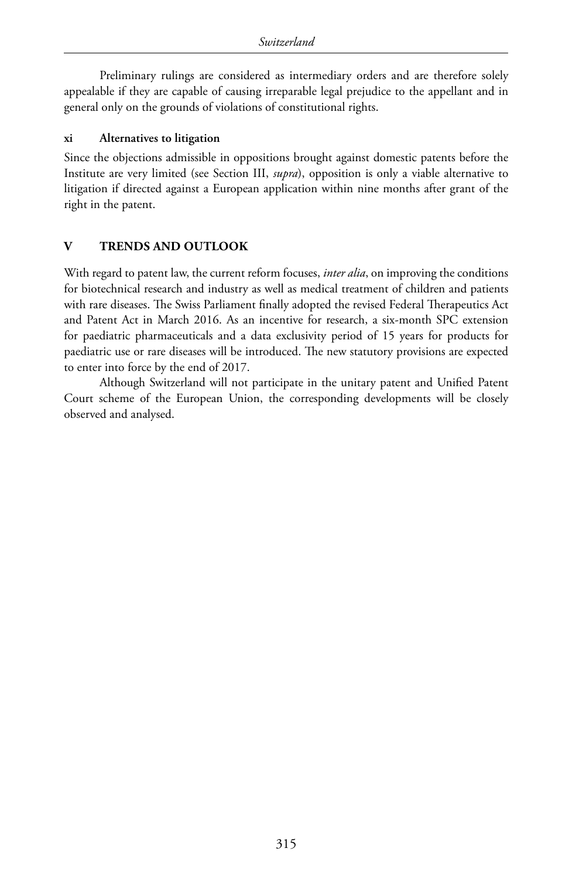Preliminary rulings are considered as intermediary orders and are therefore solely appealable if they are capable of causing irreparable legal prejudice to the appellant and in general only on the grounds of violations of constitutional rights.

### xi Alternatives to litigation

Since the objections admissible in oppositions brought against domestic patents before the Institute are very limited (see Section III, *supra*), opposition is only a viable alternative to litigation if directed against a European application within nine months after grant of the right in the patent.

## V TRENDS AND OUTLOOK

With regard to patent law, the current reform focuses, *inter alia*, on improving the conditions for biotechnical research and industry as well as medical treatment of children and patients with rare diseases. The Swiss Parliament finally adopted the revised Federal Therapeutics Act and Patent Act in March 2016. As an incentive for research, a six-month SPC extension for paediatric pharmaceuticals and a data exclusivity period of 15 years for products for paediatric use or rare diseases will be introduced. The new statutory provisions are expected to enter into force by the end of 2017.

Although Switzerland will not participate in the unitary patent and Unified Patent Court scheme of the European Union, the corresponding developments will be closely observed and analysed.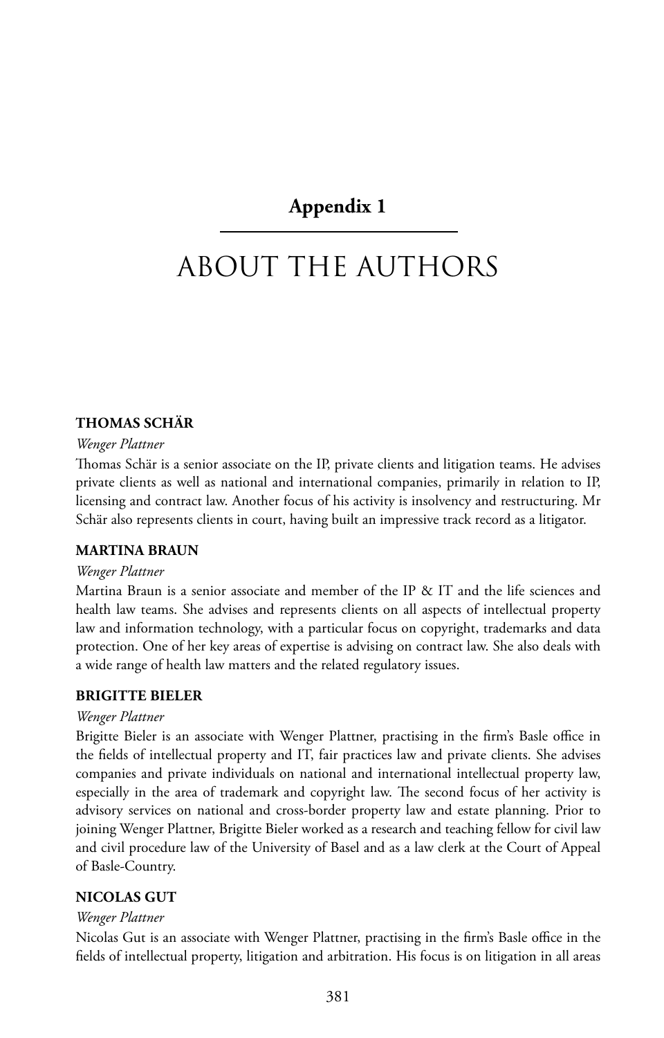# Appendix 1

# ABOUT THE AUTHORS

### THOMAS SCHÄR

*Wenger Plattner*

Thomas Schär is a senior associate on the IP, private clients and litigation teams. He advises private clients as well as national and international companies, primarily in relation to IP, licensing and contract law. Another focus of his activity is insolvency and restructuring. Mr Schär also represents clients in court, having built an impressive track record as a litigator.

### MARTINA BRAUN

*Wenger Plattner*

Martina Braun is a senior associate and member of the IP & IT and the life sciences and health law teams. She advises and represents clients on all aspects of intellectual property law and information technology, with a particular focus on copyright, trademarks and data protection. One of her key areas of expertise is advising on contract law. She also deals with a wide range of health law matters and the related regulatory issues.

### BRIGITTE BIELER

*Wenger Plattner*

Brigitte Bieler is an associate with Wenger Plattner, practising in the firm's Basle office in the fields of intellectual property and IT, fair practices law and private clients. She advises companies and private individuals on national and international intellectual property law, especially in the area of trademark and copyright law. The second focus of her activity is advisory services on national and cross-border property law and estate planning. Prior to joining Wenger Plattner, Brigitte Bieler worked as a research and teaching fellow for civil law and civil procedure law of the University of Basel and as a law clerk at the Court of Appeal of Basle-Country.

### NICOLAS GUT

*Wenger Plattner*

Nicolas Gut is an associate with Wenger Plattner, practising in the firm's Basle office in the fields of intellectual property, litigation and arbitration. His focus is on litigation in all areas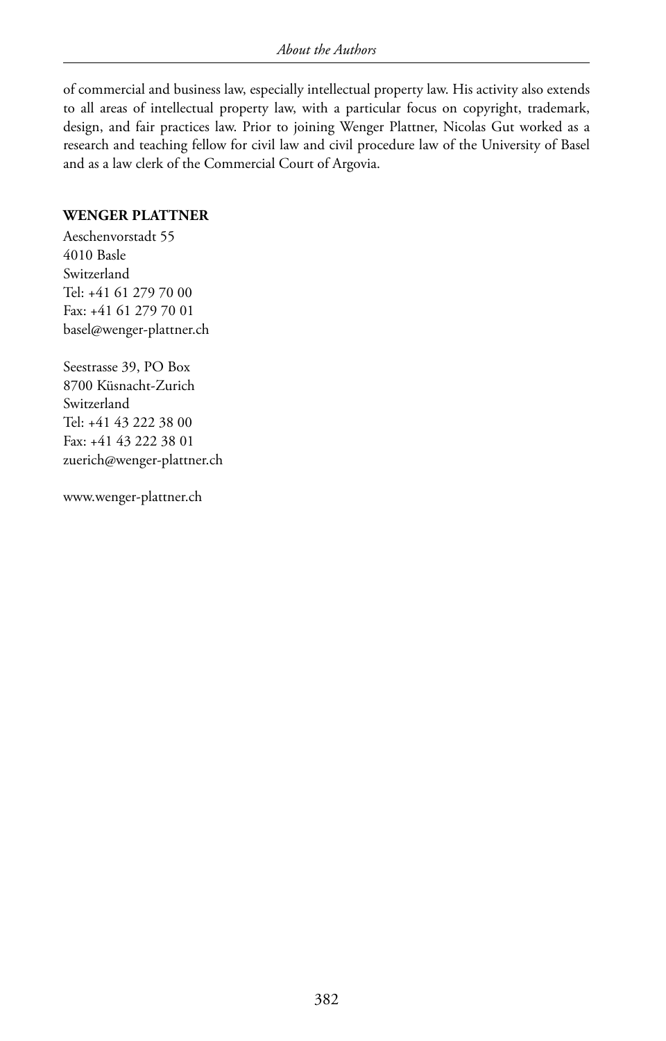of commercial and business law, especially intellectual property law. His activity also extends to all areas of intellectual property law, with a particular focus on copyright, trademark, design, and fair practices law. Prior to joining Wenger Plattner, Nicolas Gut worked as a research and teaching fellow for civil law and civil procedure law of the University of Basel and as a law clerk of the Commercial Court of Argovia.

**WENGER PLATTNER**

Aeschenvorstadt 55
4010 Basle
Switzerland
Tel: +41 61 279 70 00
Fax: +41 61 279 70 01
basel@wenger-plattner.ch

Seestrasse 39, PO Box
8700 Küsnacht-Zurich
Switzerland
Tel: +41 43 222 38 00
Fax: +41 43 222 38 01
zuerich@wenger-plattner.ch

www.wenger-plattner.ch